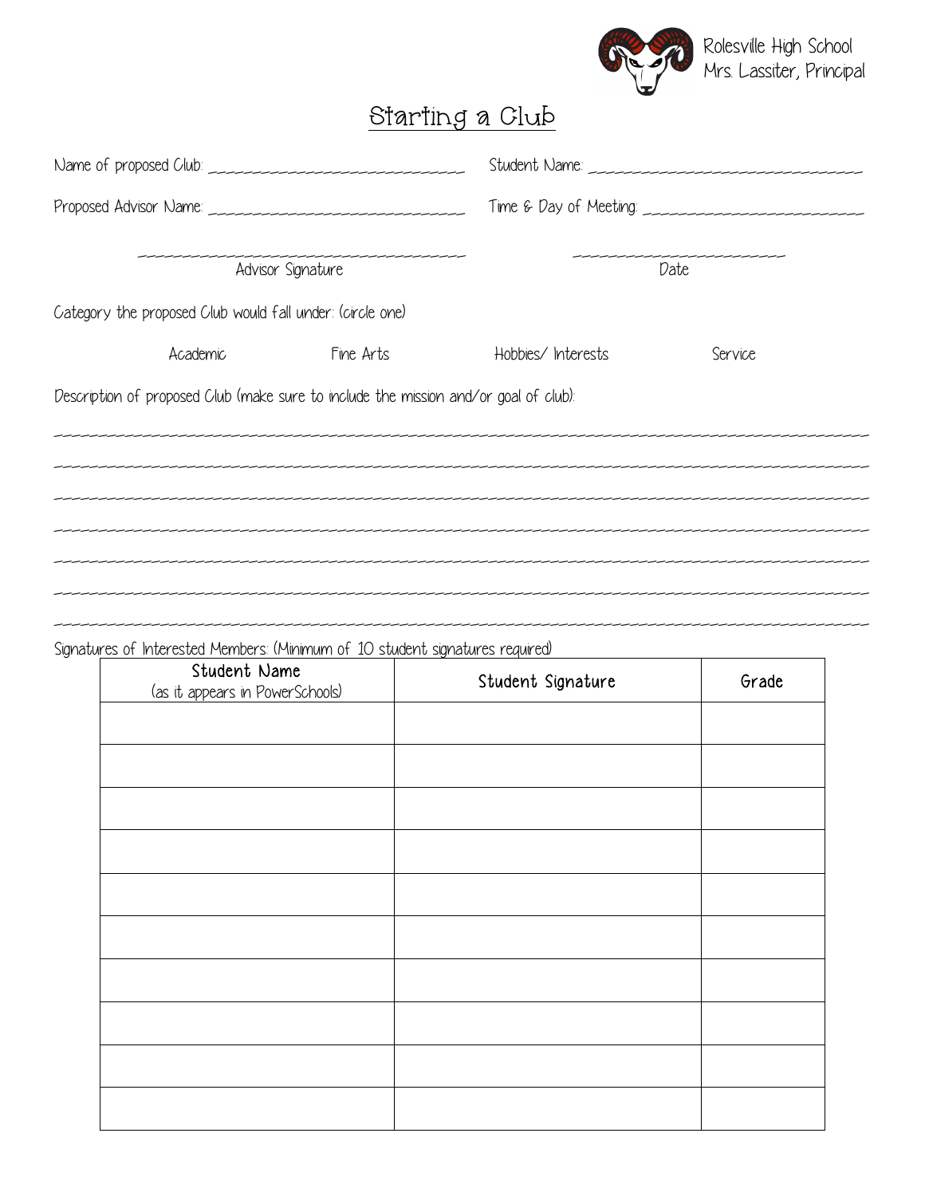Rolesville High School
Mrs. Lassiter, Principal

# Starting a Club

Name of proposed Club: ______________________________ Student Name: ______________________________

Proposed Advisor Name: ______________________________ Time & Day of Meeting: ______________________________

______________________________ Advisor Signature ______________________________ Date

Category the proposed Club would fall under: (circle one)

Academic Fine Arts Hobbies/ Interests Service

Description of proposed Club (make sure to include the mission and/or goal of club):

_______________________________________________________________________________________

_______________________________________________________________________________________

_______________________________________________________________________________________

_______________________________________________________________________________________

_______________________________________________________________________________________

_______________________________________________________________________________________

_______________________________________________________________________________________

Signatures of Interested Members: (Minimum of 10 student signatures required)

| Student Name (as it appears in PowerSchools) | Student Signature | Grade |
| --- | --- | --- |
| | | |
| | | |
| | | |
| | | |
| | | |
| | | |
| | | |
| | | |
| | | |
| | | |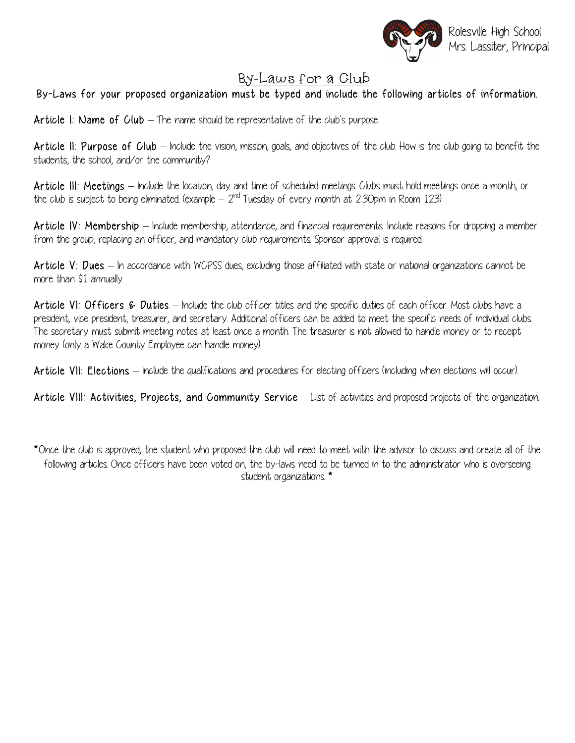Rolesville High School
Mrs. Lassiter, Principal

# By-Laws for a Club

**By-Laws for your proposed organization must be typed and include the following articles of information.**

**Article I: Name of Club** – The name should be representative of the club's purpose

**Article II: Purpose of Club** – Include the vision, mission, goals, and objectives of the club. How is the club going to benefit the students, the school, and/or the community?

**Article III: Meetings** – Include the location, day and time of scheduled meetings. Clubs must hold meetings once a month, or the club is subject to being eliminated. (example – 2nd Tuesday of every month at 2:30pm in Room 123)

**Article IV: Membership** – Include membership, attendance, and financial requirements. Include reasons for dropping a member from the group, replacing an officer, and mandatory club requirements. Sponsor approval is required.

**Article V: Dues** – In accordance with WCPSS dues, excluding those affiliated with state or national organizations cannot be more than $1 annually.

**Article VI: Officers & Duties** – Include the club officer titles and the specific duties of each officer. Most clubs have a president, vice president, treasurer, and secretary. Additional officers can be added to meet the specific needs of individual clubs. The secretary must submit meeting notes at least once a month. The treasurer is not allowed to handle money or to receipt money (only a Wake County Employee can handle money).

**Article VII: Elections** – Include the qualifications and procedures for electing officers (including when elections will occur).

**Article VIII: Activities, Projects, and Community Service** – List of activities and proposed projects of the organization.

*Once the club is approved, the student who proposed the club will need to meet with the advisor to discuss and create all of the following articles. Once officers have been voted on, the by-laws need to be turned in to the administrator who is overseeing student organizations. *